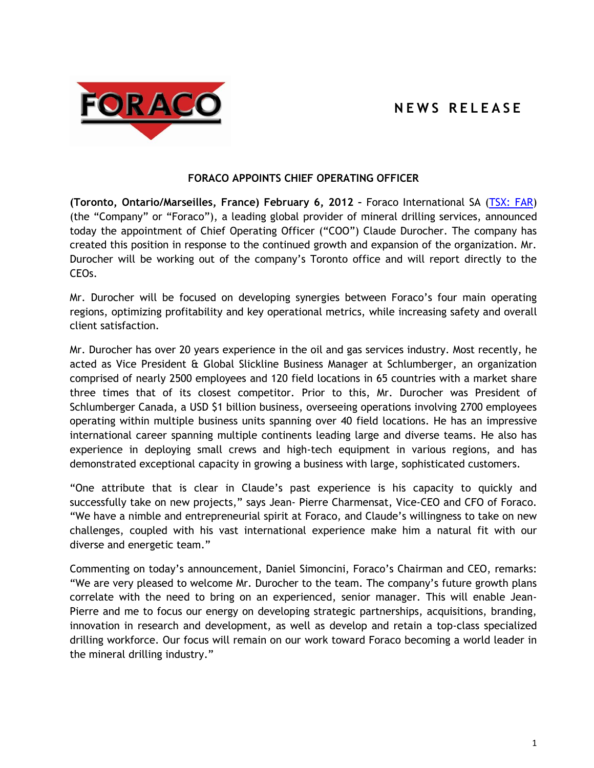**NEWS RELEASE**

## FORACO APPOINTS CHIEF OPERATING OFFICER

**(Toronto, Ontario/Marseilles, France) February 6, 2012 –** Foraco International SA (TSX: FAR) (the "Company" or "Foraco"), a leading global provider of mineral drilling services, announced today the appointment of Chief Operating Officer ("COO") Claude Durocher. The company has created this position in response to the continued growth and expansion of the organization. Mr. Durocher will be working out of the company's Toronto office and will report directly to the CEOs.

Mr. Durocher will be focused on developing synergies between Foraco's four main operating regions, optimizing profitability and key operational metrics, while increasing safety and overall client satisfaction.

Mr. Durocher has over 20 years experience in the oil and gas services industry. Most recently, he acted as Vice President & Global Slickline Business Manager at Schlumberger, an organization comprised of nearly 2500 employees and 120 field locations in 65 countries with a market share three times that of its closest competitor. Prior to this, Mr. Durocher was President of Schlumberger Canada, a USD $1 billion business, overseeing operations involving 2700 employees operating within multiple business units spanning over 40 field locations. He has an impressive international career spanning multiple continents leading large and diverse teams. He also has experience in deploying small crews and high-tech equipment in various regions, and has demonstrated exceptional capacity in growing a business with large, sophisticated customers.

"One attribute that is clear in Claude's past experience is his capacity to quickly and successfully take on new projects," says Jean- Pierre Charmensat, Vice-CEO and CFO of Foraco. "We have a nimble and entrepreneurial spirit at Foraco, and Claude's willingness to take on new challenges, coupled with his vast international experience make him a natural fit with our diverse and energetic team."

Commenting on today's announcement, Daniel Simoncini, Foraco's Chairman and CEO, remarks: "We are very pleased to welcome Mr. Durocher to the team. The company's future growth plans correlate with the need to bring on an experienced, senior manager. This will enable Jean-Pierre and me to focus our energy on developing strategic partnerships, acquisitions, branding, innovation in research and development, as well as develop and retain a top-class specialized drilling workforce. Our focus will remain on our work toward Foraco becoming a world leader in the mineral drilling industry."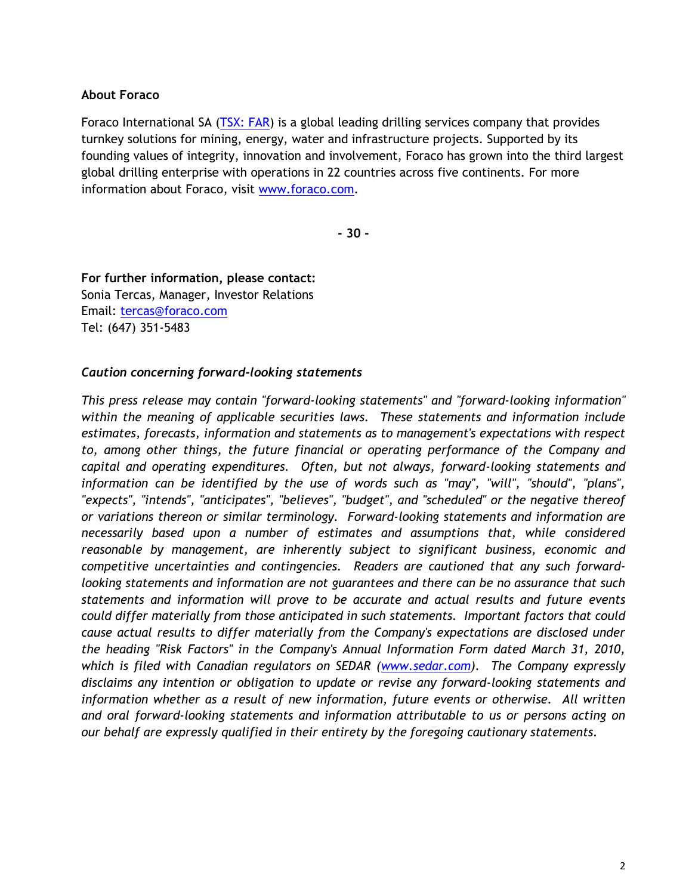**About Foraco**

Foraco International SA (TSX: FAR) is a global leading drilling services company that provides turnkey solutions for mining, energy, water and infrastructure projects. Supported by its founding values of integrity, innovation and involvement, Foraco has grown into the third largest global drilling enterprise with operations in 22 countries across five continents. For more information about Foraco, visit www.foraco.com.

**- 30 -**

**For further information, please contact:**
Sonia Tercas, Manager, Investor Relations
Email: tercas@foraco.com
Tel: (647) 351-5483

***Caution concerning forward-looking statements***

*This press release may contain "forward-looking statements" and "forward-looking information" within the meaning of applicable securities laws. These statements and information include estimates, forecasts, information and statements as to management's expectations with respect to, among other things, the future financial or operating performance of the Company and capital and operating expenditures. Often, but not always, forward-looking statements and information can be identified by the use of words such as "may", "will", "should", "plans", "expects", "intends", "anticipates", "believes", "budget", and "scheduled" or the negative thereof or variations thereon or similar terminology. Forward-looking statements and information are necessarily based upon a number of estimates and assumptions that, while considered reasonable by management, are inherently subject to significant business, economic and competitive uncertainties and contingencies. Readers are cautioned that any such forward-looking statements and information are not guarantees and there can be no assurance that such statements and information will prove to be accurate and actual results and future events could differ materially from those anticipated in such statements. Important factors that could cause actual results to differ materially from the Company's expectations are disclosed under the heading "Risk Factors" in the Company's Annual Information Form dated March 31, 2010, which is filed with Canadian regulators on SEDAR (www.sedar.com). The Company expressly disclaims any intention or obligation to update or revise any forward-looking statements and information whether as a result of new information, future events or otherwise. All written and oral forward-looking statements and information attributable to us or persons acting on our behalf are expressly qualified in their entirety by the foregoing cautionary statements.*